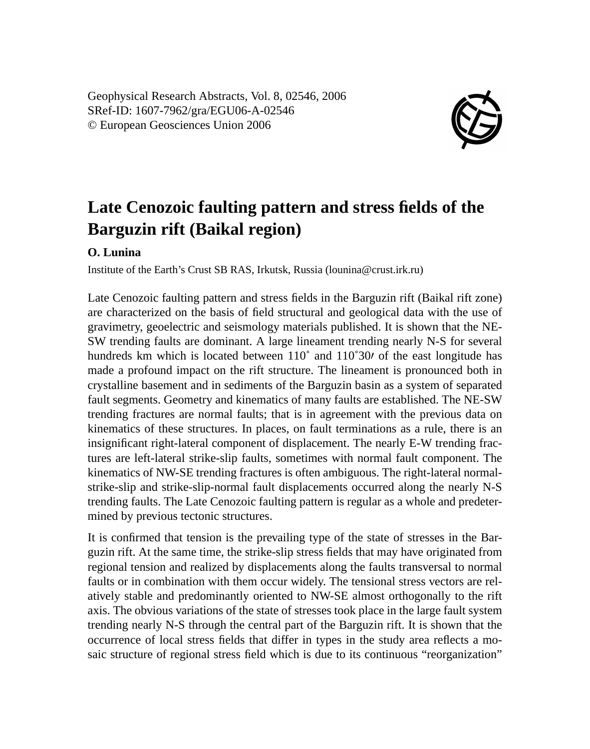Geophysical Research Abstracts, Vol. 8, 02546, 2006
SRef-ID: 1607-7962/gra/EGU06-A-02546
© European Geosciences Union 2006

# Late Cenozoic faulting pattern and stress fields of the Barguzin rift (Baikal region)

**O. Lunina**

Institute of the Earth's Crust SB RAS, Irkutsk, Russia (lounina@crust.irk.ru)

Late Cenozoic faulting pattern and stress fields in the Barguzin rift (Baikal rift zone) are characterized on the basis of field structural and geological data with the use of gravimetry, geoelectric and seismology materials published. It is shown that the NE-SW trending faults are dominant. A large lineament trending nearly N-S for several hundreds km which is located between 110˚ and 110˚30′ of the east longitude has made a profound impact on the rift structure. The lineament is pronounced both in crystalline basement and in sediments of the Barguzin basin as a system of separated fault segments. Geometry and kinematics of many faults are established. The NE-SW trending fractures are normal faults; that is in agreement with the previous data on kinematics of these structures. In places, on fault terminations as a rule, there is an insignificant right-lateral component of displacement. The nearly E-W trending fractures are left-lateral strike-slip faults, sometimes with normal fault component. The kinematics of NW-SE trending fractures is often ambiguous. The right-lateral normal-strike-slip and strike-slip-normal fault displacements occurred along the nearly N-S trending faults. The Late Cenozoic faulting pattern is regular as a whole and predetermined by previous tectonic structures.

It is confirmed that tension is the prevailing type of the state of stresses in the Barguzin rift. At the same time, the strike-slip stress fields that may have originated from regional tension and realized by displacements along the faults transversal to normal faults or in combination with them occur widely. The tensional stress vectors are relatively stable and predominantly oriented to NW-SE almost orthogonally to the rift axis. The obvious variations of the state of stresses took place in the large fault system trending nearly N-S through the central part of the Barguzin rift. It is shown that the occurrence of local stress fields that differ in types in the study area reflects a mosaic structure of regional stress field which is due to its continuous "reorganization"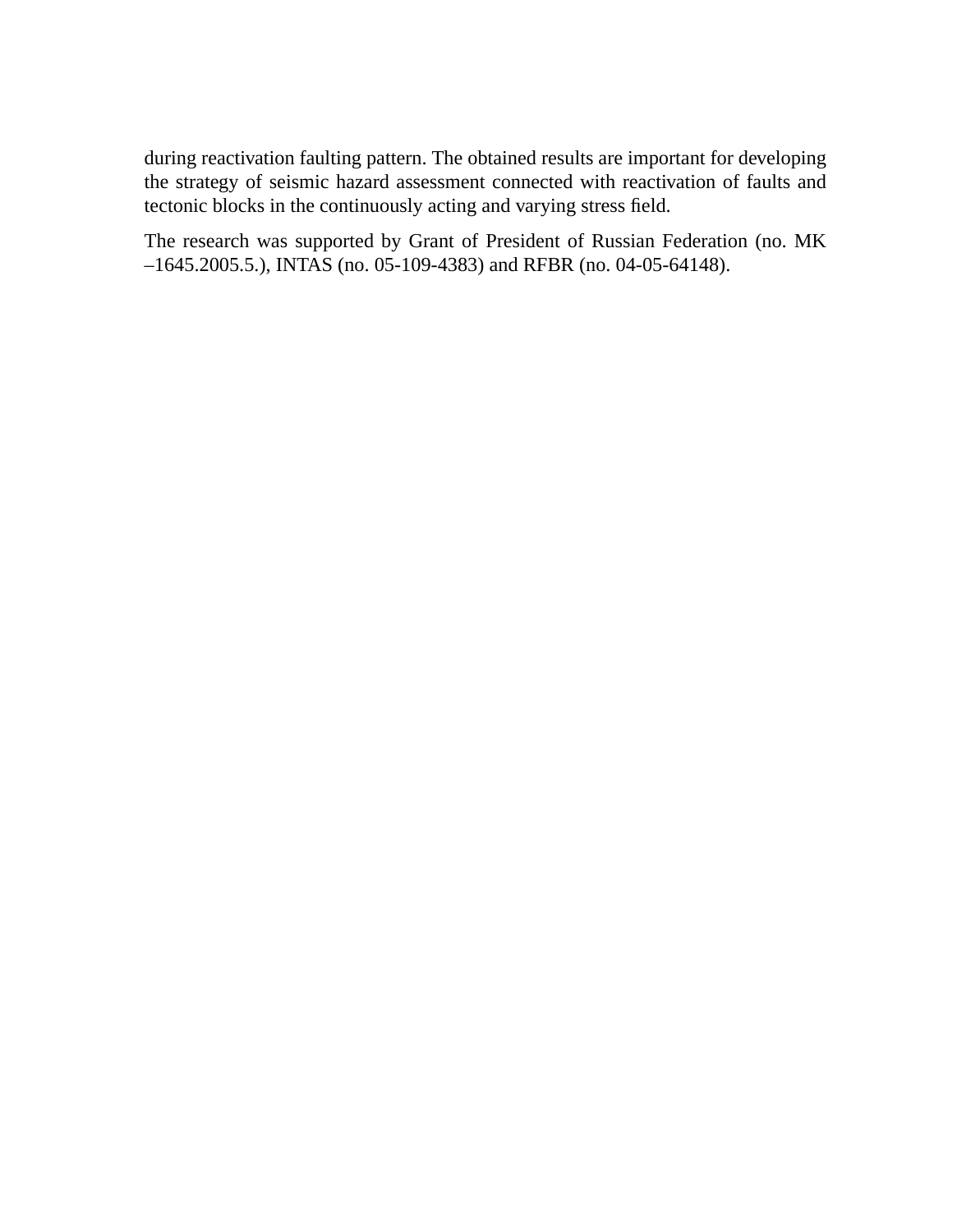during reactivation faulting pattern. The obtained results are important for developing the strategy of seismic hazard assessment connected with reactivation of faults and tectonic blocks in the continuously acting and varying stress field.

The research was supported by Grant of President of Russian Federation (no. MK –1645.2005.5.), INTAS (no. 05-109-4383) and RFBR (no. 04-05-64148).